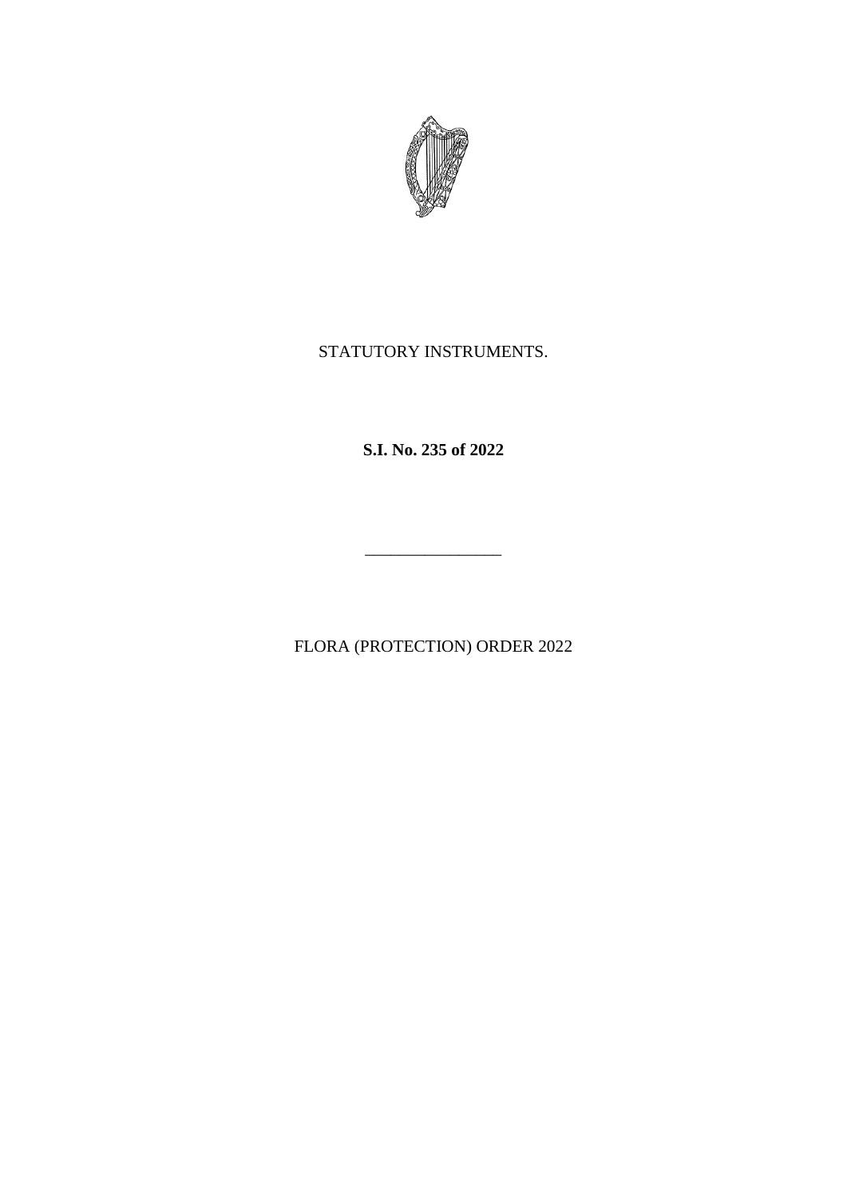STATUTORY INSTRUMENTS.

**S.I. No. 235 of 2022**

________________

FLORA (PROTECTION) ORDER 2022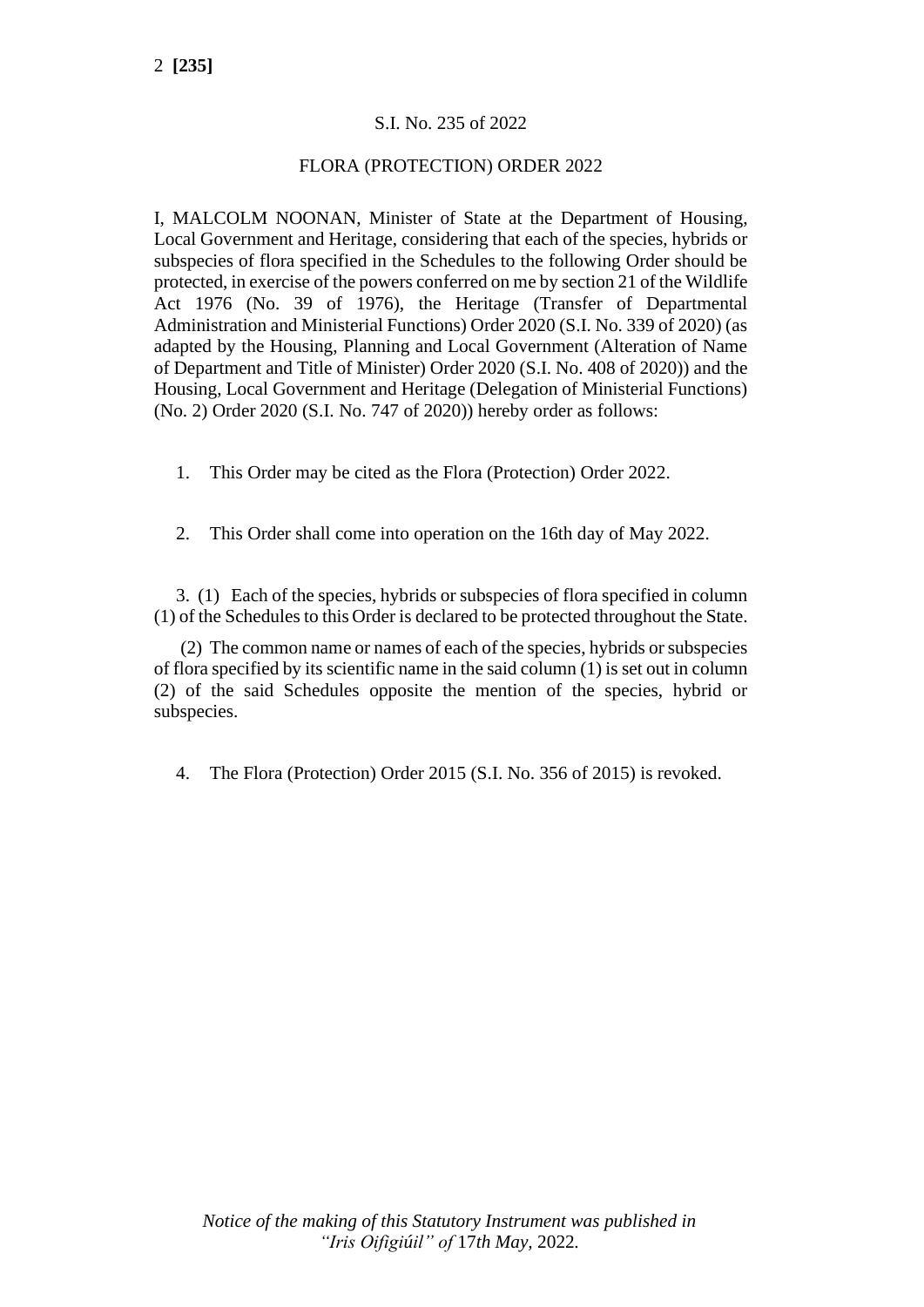S.I. No. 235 of 2022

FLORA (PROTECTION) ORDER 2022

I, MALCOLM NOONAN, Minister of State at the Department of Housing, Local Government and Heritage, considering that each of the species, hybrids or subspecies of flora specified in the Schedules to the following Order should be protected, in exercise of the powers conferred on me by section 21 of the Wildlife Act 1976 (No. 39 of 1976), the Heritage (Transfer of Departmental Administration and Ministerial Functions) Order 2020 (S.I. No. 339 of 2020) (as adapted by the Housing, Planning and Local Government (Alteration of Name of Department and Title of Minister) Order 2020 (S.I. No. 408 of 2020)) and the Housing, Local Government and Heritage (Delegation of Ministerial Functions) (No. 2) Order 2020 (S.I. No. 747 of 2020)) hereby order as follows:

1. This Order may be cited as the Flora (Protection) Order 2022.

2. This Order shall come into operation on the 16th day of May 2022.

3. (1) Each of the species, hybrids or subspecies of flora specified in column (1) of the Schedules to this Order is declared to be protected throughout the State.

(2) The common name or names of each of the species, hybrids or subspecies of flora specified by its scientific name in the said column (1) is set out in column (2) of the said Schedules opposite the mention of the species, hybrid or subspecies.

4. The Flora (Protection) Order 2015 (S.I. No. 356 of 2015) is revoked.

*Notice of the making of this Statutory Instrument was published in "Iris Oifigiúil" of 17th May, 2022.*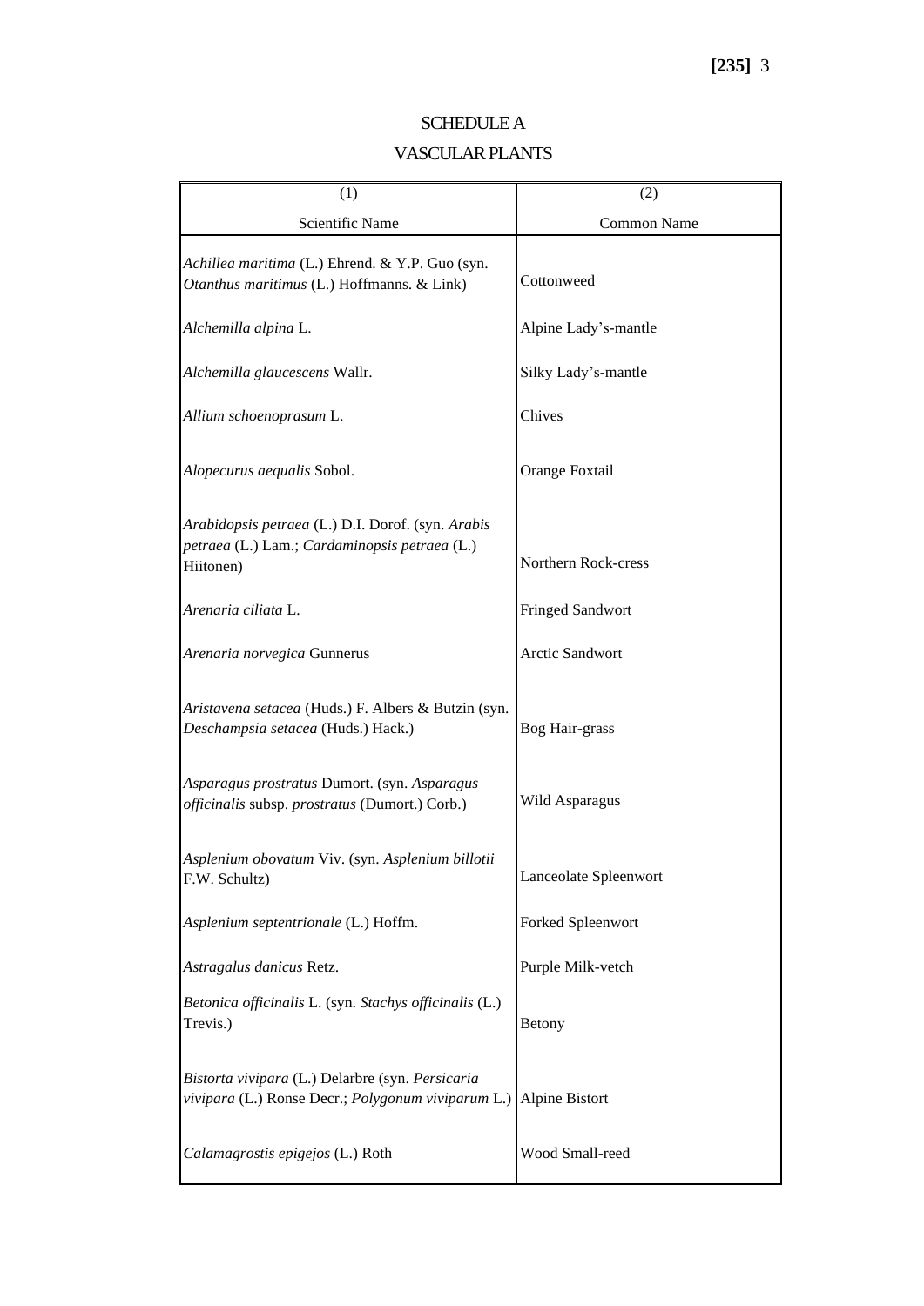## SCHEDULE A

## VASCULAR PLANTS

| (1)<br>Scientific Name | (2)<br>Common Name |
|---|---|
| *Achillea maritima* (L.) Ehrend. & Y.P. Guo (syn. *Otanthus maritimus* (L.) Hoffmanns. & Link) | Cottonweed |
| *Alchemilla alpina* L. | Alpine Lady's-mantle |
| *Alchemilla glaucescens* Wallr. | Silky Lady's-mantle |
| *Allium schoenoprasum* L. | Chives |
| *Alopecurus aequalis* Sobol. | Orange Foxtail |
| *Arabidopsis petraea* (L.) D.I. Dorof. (syn. *Arabis petraea* (L.) Lam.; *Cardaminopsis petraea* (L.) Hiitonen) | Northern Rock-cress |
| *Arenaria ciliata* L. | Fringed Sandwort |
| *Arenaria norvegica* Gunnerus | Arctic Sandwort |
| *Aristavena setacea* (Huds.) F. Albers & Butzin (syn. *Deschampsia setacea* (Huds.) Hack.) | Bog Hair-grass |
| *Asparagus prostratus* Dumort. (syn. *Asparagus officinalis* subsp. *prostratus* (Dumort.) Corb.) | Wild Asparagus |
| *Asplenium obovatum* Viv. (syn. *Asplenium billotii* F.W. Schultz) | Lanceolate Spleenwort |
| *Asplenium septentrionale* (L.) Hoffm. | Forked Spleenwort |
| *Astragalus danicus* Retz. | Purple Milk-vetch |
| *Betonica officinalis* L. (syn. *Stachys officinalis* (L.) Trevis.) | Betony |
| *Bistorta vivipara* (L.) Delarbre (syn. *Persicaria vivipara* (L.) Ronse Decr.; *Polygonum viviparum* L.) | Alpine Bistort |
| *Calamagrostis epigejos* (L.) Roth | Wood Small-reed |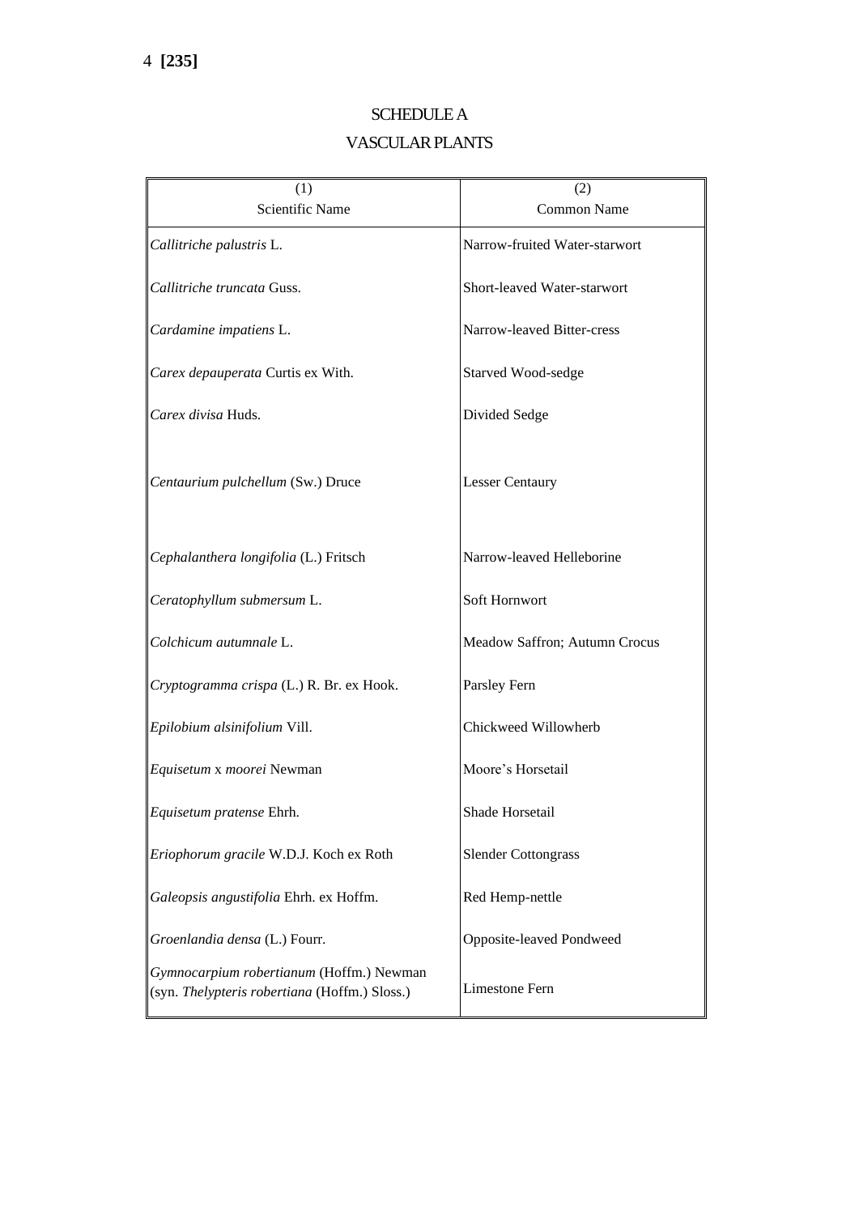SCHEDULE A

VASCULAR PLANTS

| (1)<br>Scientific Name | (2)<br>Common Name |
|---|---|
| *Callitriche palustris* L. | Narrow-fruited Water-starwort |
| *Callitriche truncata* Guss. | Short-leaved Water-starwort |
| *Cardamine impatiens* L. | Narrow-leaved Bitter-cress |
| *Carex depauperata* Curtis ex With. | Starved Wood-sedge |
| *Carex divisa* Huds. | Divided Sedge |
| *Centaurium pulchellum* (Sw.) Druce | Lesser Centaury |
| *Cephalanthera longifolia* (L.) Fritsch | Narrow-leaved Helleborine |
| *Ceratophyllum submersum* L. | Soft Hornwort |
| *Colchicum autumnale* L. | Meadow Saffron; Autumn Crocus |
| *Cryptogramma crispa* (L.) R. Br. ex Hook. | Parsley Fern |
| *Epilobium alsinifolium* Vill. | Chickweed Willowherb |
| *Equisetum* x *moorei* Newman | Moore's Horsetail |
| *Equisetum pratense* Ehrh. | Shade Horsetail |
| *Eriophorum gracile* W.D.J. Koch ex Roth | Slender Cottongrass |
| *Galeopsis angustifolia* Ehrh. ex Hoffm. | Red Hemp-nettle |
| *Groenlandia densa* (L.) Fourr. | Opposite-leaved Pondweed |
| *Gymnocarpium robertianum* (Hoffm.) Newman (syn. *Thelypteris robertiana* (Hoffm.) Sloss.) | Limestone Fern |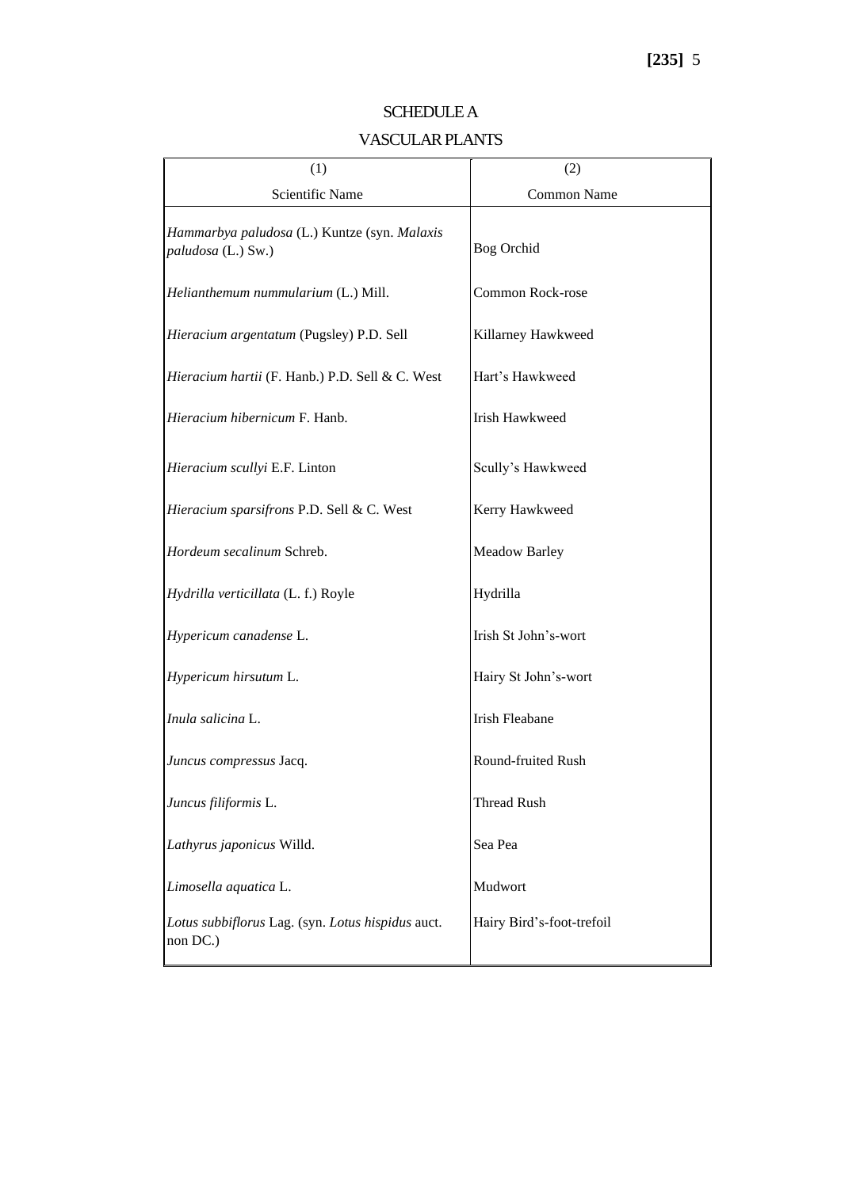## SCHEDULE A

## VASCULAR PLANTS

| (1)<br>Scientific Name | (2)<br>Common Name |
|---|---|
| *Hammarbya paludosa* (L.) Kuntze (syn. *Malaxis paludosa* (L.) Sw.) | Bog Orchid |
| *Helianthemum nummularium* (L.) Mill. | Common Rock-rose |
| *Hieracium argentatum* (Pugsley) P.D. Sell | Killarney Hawkweed |
| *Hieracium hartii* (F. Hanb.) P.D. Sell & C. West | Hart's Hawkweed |
| *Hieracium hibernicum* F. Hanb. | Irish Hawkweed |
| *Hieracium scullyi* E.F. Linton | Scully's Hawkweed |
| *Hieracium sparsifrons* P.D. Sell & C. West | Kerry Hawkweed |
| *Hordeum secalinum* Schreb. | Meadow Barley |
| *Hydrilla verticillata* (L. f.) Royle | Hydrilla |
| *Hypericum canadense* L. | Irish St John's-wort |
| *Hypericum hirsutum* L. | Hairy St John's-wort |
| *Inula salicina* L. | Irish Fleabane |
| *Juncus compressus* Jacq. | Round-fruited Rush |
| *Juncus filiformis* L. | Thread Rush |
| *Lathyrus japonicus* Willd. | Sea Pea |
| *Limosella aquatica* L. | Mudwort |
| *Lotus subbiflorus* Lag. (syn. *Lotus hispidus* auct. non DC.) | Hairy Bird's-foot-trefoil |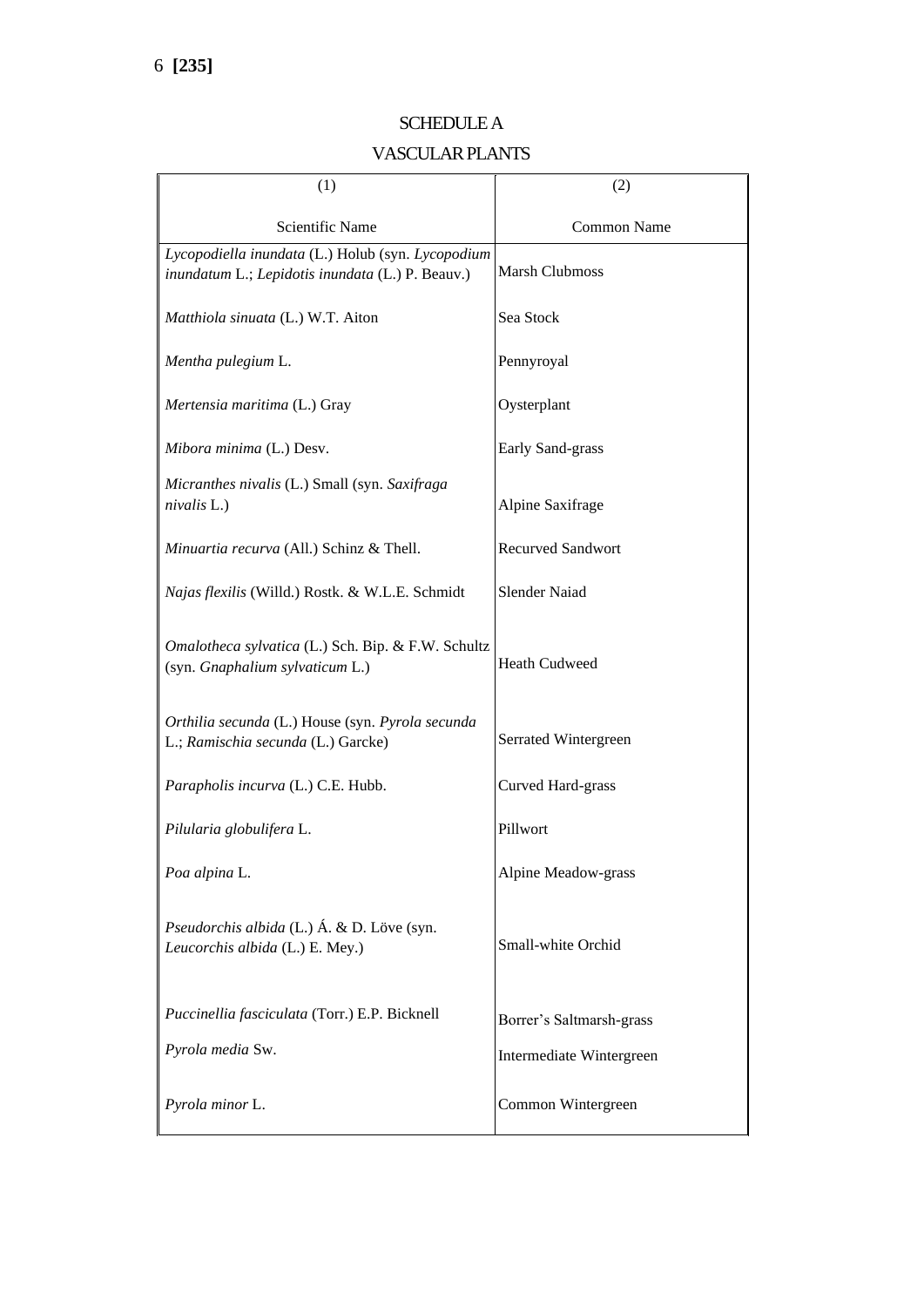## SCHEDULE A

## VASCULAR PLANTS

| (1)<br><br>Scientific Name | (2)<br><br>Common Name |
|---|---|
| *Lycopodiella inundata* (L.) Holub (syn. *Lycopodium inundatum* L.; *Lepidotis inundata* (L.) P. Beauv.) | Marsh Clubmoss |
| *Matthiola sinuata* (L.) W.T. Aiton | Sea Stock |
| *Mentha pulegium* L. | Pennyroyal |
| *Mertensia maritima* (L.) Gray | Oysterplant |
| *Mibora minima* (L.) Desv. | Early Sand-grass |
| *Micranthes nivalis* (L.) Small (syn. *Saxifraga nivalis* L.) | Alpine Saxifrage |
| *Minuartia recurva* (All.) Schinz & Thell. | Recurved Sandwort |
| *Najas flexilis* (Willd.) Rostk. & W.L.E. Schmidt | Slender Naiad |
| *Omalotheca sylvatica* (L.) Sch. Bip. & F.W. Schultz (syn. *Gnaphalium sylvaticum* L.) | Heath Cudweed |
| *Orthilia secunda* (L.) House (syn. *Pyrola secunda* L.; *Ramischia secunda* (L.) Garcke) | Serrated Wintergreen |
| *Parapholis incurva* (L.) C.E. Hubb. | Curved Hard-grass |
| *Pilularia globulifera* L. | Pillwort |
| *Poa alpina* L. | Alpine Meadow-grass |
| *Pseudorchis albida* (L.) Á. & D. Löve (syn. *Leucorchis albida* (L.) E. Mey.) | Small-white Orchid |
| *Puccinellia fasciculata* (Torr.) E.P. Bicknell | Borrer's Saltmarsh-grass |
| *Pyrola media* Sw. | Intermediate Wintergreen |
| *Pyrola minor* L. | Common Wintergreen |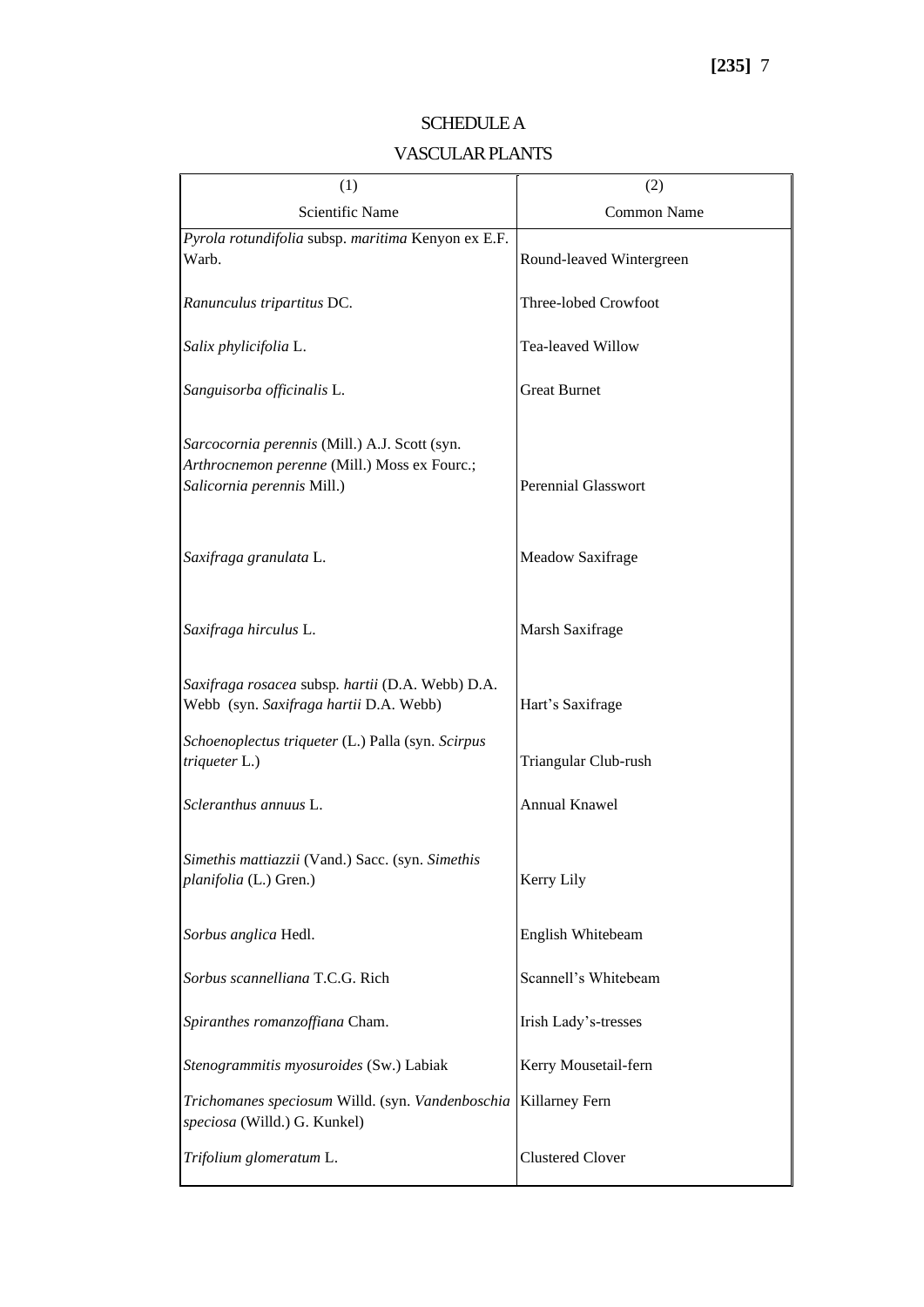SCHEDULE A

VASCULAR PLANTS

| (1)<br>Scientific Name | (2)<br>Common Name |
|---|---|
| *Pyrola rotundifolia* subsp. *maritima* Kenyon ex E.F. Warb. | Round-leaved Wintergreen |
| *Ranunculus tripartitus* DC. | Three-lobed Crowfoot |
| *Salix phylicifolia* L. | Tea-leaved Willow |
| *Sanguisorba officinalis* L. | Great Burnet |
| *Sarcocornia perennis* (Mill.) A.J. Scott (syn. *Arthrocnemon perenne* (Mill.) Moss ex Fourc.; *Salicornia perennis* Mill.) | Perennial Glasswort |
| *Saxifraga granulata* L. | Meadow Saxifrage |
| *Saxifraga hirculus* L. | Marsh Saxifrage |
| *Saxifraga rosacea* subsp. *hartii* (D.A. Webb) D.A. Webb (syn. *Saxifraga hartii* D.A. Webb) | Hart's Saxifrage |
| *Schoenoplectus triqueter* (L.) Palla (syn. *Scirpus triqueter* L.) | Triangular Club-rush |
| *Scleranthus annuus* L. | Annual Knawel |
| *Simethis mattiazzii* (Vand.) Sacc. (syn. *Simethis planifolia* (L.) Gren.) | Kerry Lily |
| *Sorbus anglica* Hedl. | English Whitebeam |
| *Sorbus scannelliana* T.C.G. Rich | Scannell's Whitebeam |
| *Spiranthes romanzoffiana* Cham. | Irish Lady's-tresses |
| *Stenogrammitis myosuroides* (Sw.) Labiak | Kerry Mousetail-fern |
| *Trichomanes speciosum* Willd. (syn. *Vandenboschia speciosa* (Willd.) G. Kunkel) | Killarney Fern |
| *Trifolium glomeratum* L. | Clustered Clover |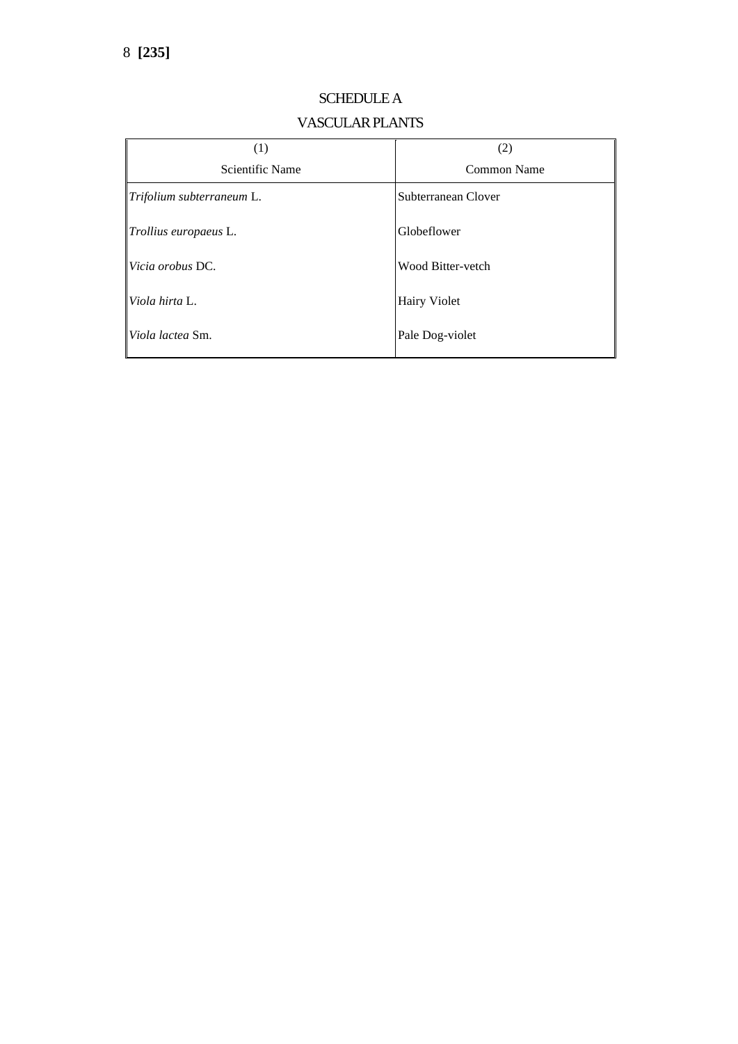## SCHEDULE A

## VASCULAR PLANTS

| (1)<br>Scientific Name | (2)<br>Common Name |
|---|---|
| *Trifolium subterraneum* L. | Subterranean Clover |
| *Trollius europaeus* L. | Globeflower |
| *Vicia orobus* DC. | Wood Bitter-vetch |
| *Viola hirta* L. | Hairy Violet |
| *Viola lactea* Sm. | Pale Dog-violet |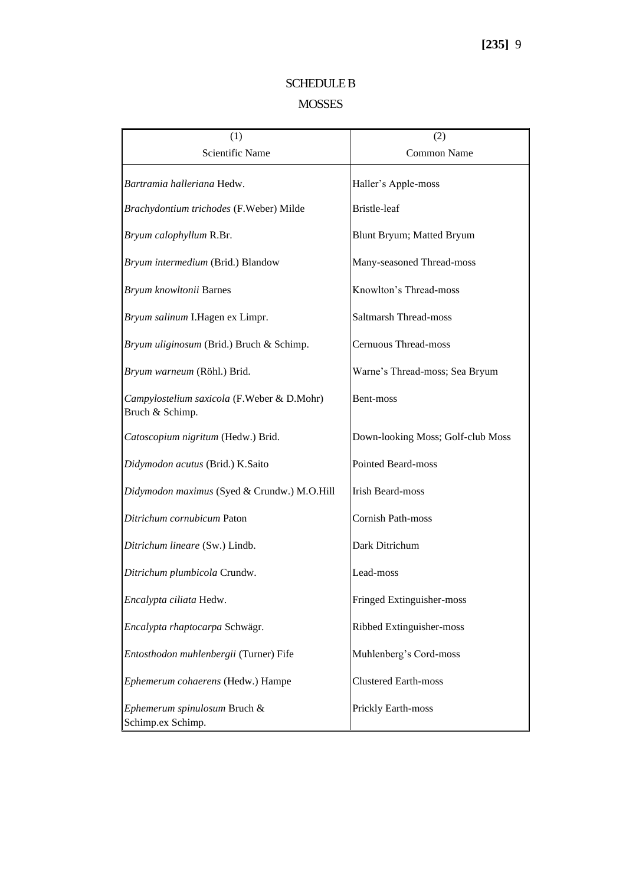## SCHEDULE B

## MOSSES

| (1)<br>Scientific Name | (2)<br>Common Name |
|---|---|
| *Bartramia halleriana* Hedw. | Haller's Apple-moss |
| *Brachydontium trichodes* (F.Weber) Milde | Bristle-leaf |
| *Bryum calophyllum* R.Br. | Blunt Bryum; Matted Bryum |
| *Bryum intermedium* (Brid.) Blandow | Many-seasoned Thread-moss |
| *Bryum knowltonii* Barnes | Knowlton's Thread-moss |
| *Bryum salinum* I.Hagen ex Limpr. | Saltmarsh Thread-moss |
| *Bryum uliginosum* (Brid.) Bruch & Schimp. | Cernuous Thread-moss |
| *Bryum warneum* (Röhl.) Brid. | Warne's Thread-moss; Sea Bryum |
| *Campylostelium saxicola* (F.Weber & D.Mohr) Bruch & Schimp. | Bent-moss |
| *Catoscopium nigritum* (Hedw.) Brid. | Down-looking Moss; Golf-club Moss |
| *Didymodon acutus* (Brid.) K.Saito | Pointed Beard-moss |
| *Didymodon maximus* (Syed & Crundw.) M.O.Hill | Irish Beard-moss |
| *Ditrichum cornubicum* Paton | Cornish Path-moss |
| *Ditrichum lineare* (Sw.) Lindb. | Dark Ditrichum |
| *Ditrichum plumbicola* Crundw. | Lead-moss |
| *Encalypta ciliata* Hedw. | Fringed Extinguisher-moss |
| *Encalypta rhaptocarpa* Schwägr. | Ribbed Extinguisher-moss |
| *Entosthodon muhlenbergii* (Turner) Fife | Muhlenberg's Cord-moss |
| *Ephemerum cohaerens* (Hedw.) Hampe | Clustered Earth-moss |
| *Ephemerum spinulosum* Bruch & Schimp.ex Schimp. | Prickly Earth-moss |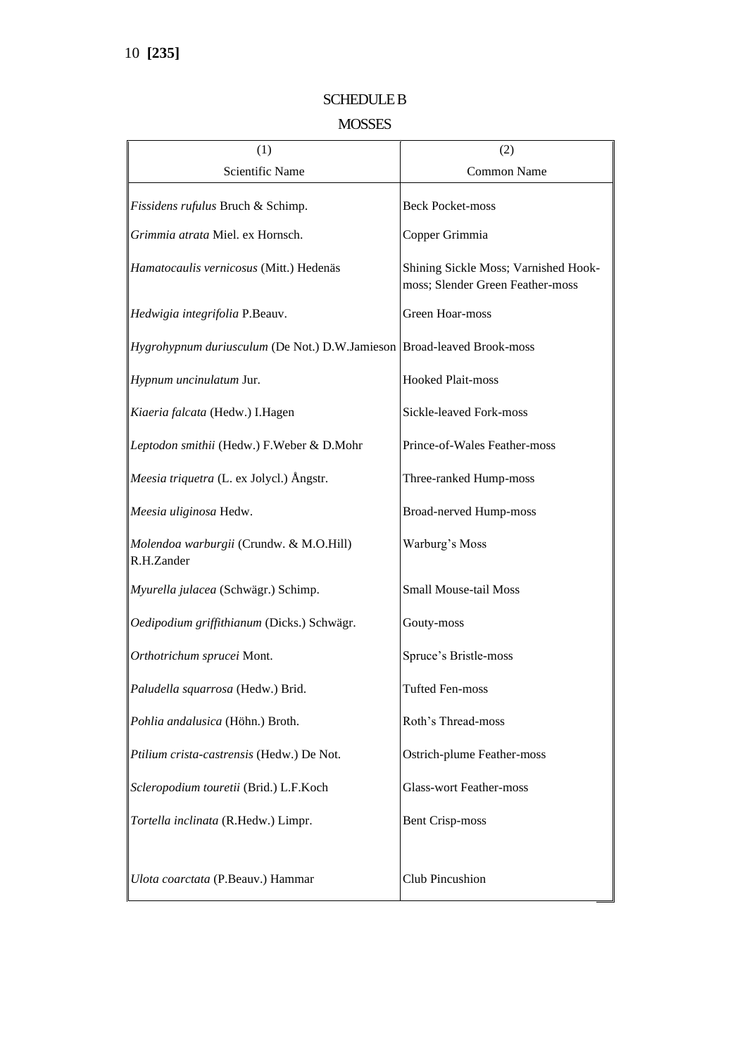## SCHEDULE B

## MOSSES

| (1)<br>Scientific Name | (2)<br>Common Name |
|---|---|
| *Fissidens rufulus* Bruch & Schimp. | Beck Pocket-moss |
| *Grimmia atrata* Miel. ex Hornsch. | Copper Grimmia |
| *Hamatocaulis vernicosus* (Mitt.) Hedenäs | Shining Sickle Moss; Varnished Hook-moss; Slender Green Feather-moss |
| *Hedwigia integrifolia* P.Beauv. | Green Hoar-moss |
| *Hygrohypnum duriusculum* (De Not.) D.W.Jamieson | Broad-leaved Brook-moss |
| *Hypnum uncinulatum* Jur. | Hooked Plait-moss |
| *Kiaeria falcata* (Hedw.) I.Hagen | Sickle-leaved Fork-moss |
| *Leptodon smithii* (Hedw.) F.Weber & D.Mohr | Prince-of-Wales Feather-moss |
| *Meesia triquetra* (L. ex Jolycl.) Ångstr. | Three-ranked Hump-moss |
| *Meesia uliginosa* Hedw. | Broad-nerved Hump-moss |
| *Molendoa warburgii* (Crundw. & M.O.Hill) R.H.Zander | Warburg's Moss |
| *Myurella julacea* (Schwägr.) Schimp. | Small Mouse-tail Moss |
| *Oedipodium griffithianum* (Dicks.) Schwägr. | Gouty-moss |
| *Orthotrichum sprucei* Mont. | Spruce's Bristle-moss |
| *Paludella squarrosa* (Hedw.) Brid. | Tufted Fen-moss |
| *Pohlia andalusica* (Höhn.) Broth. | Roth's Thread-moss |
| *Ptilium crista-castrensis* (Hedw.) De Not. | Ostrich-plume Feather-moss |
| *Scleropodium touretii* (Brid.) L.F.Koch | Glass-wort Feather-moss |
| *Tortella inclinata* (R.Hedw.) Limpr. | Bent Crisp-moss |
| *Ulota coarctata* (P.Beauv.) Hammar | Club Pincushion |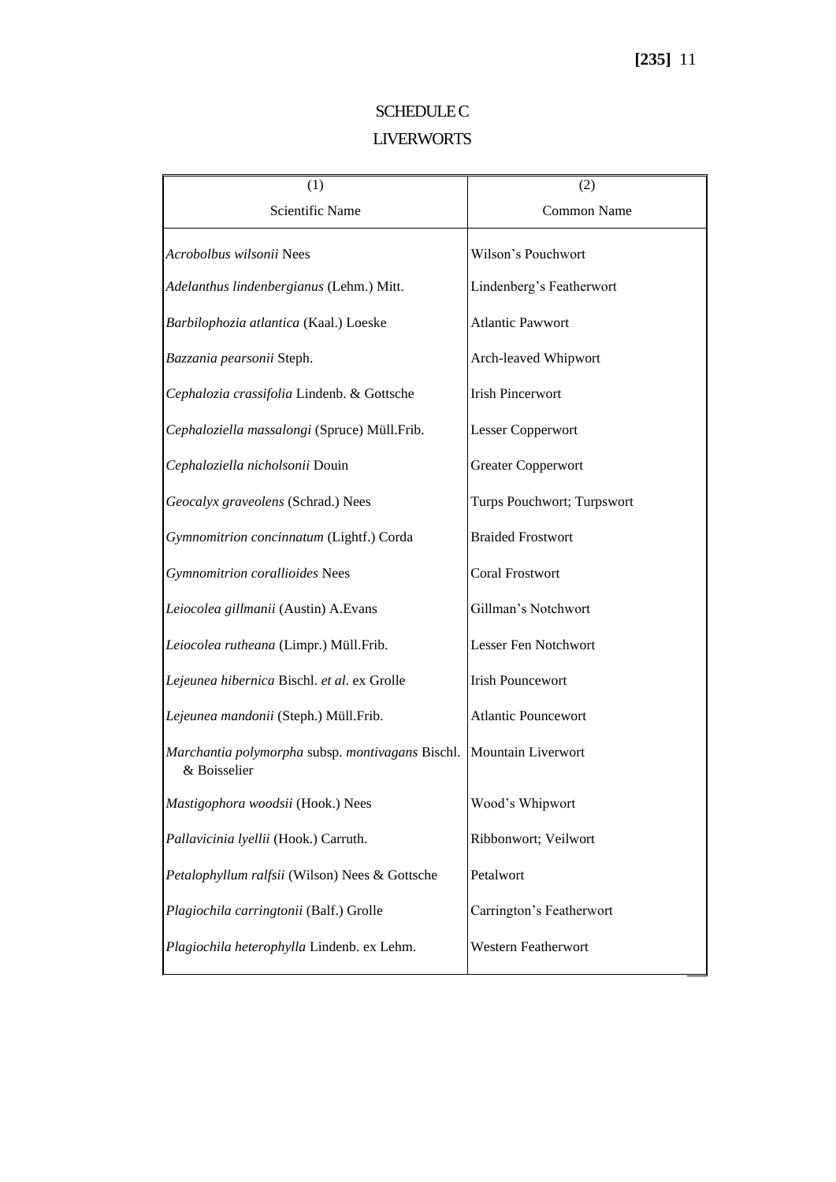## SCHEDULE C

## LIVERWORTS

| (1) Scientific Name | (2) Common Name |
|---|---|
| *Acrobolbus wilsonii* Nees | Wilson's Pouchwort |
| *Adelanthus lindenbergianus* (Lehm.) Mitt. | Lindenberg's Featherwort |
| *Barbilophozia atlantica* (Kaal.) Loeske | Atlantic Pawwort |
| *Bazzania pearsonii* Steph. | Arch-leaved Whipwort |
| *Cephalozia crassifolia* Lindenb. & Gottsche | Irish Pincerwort |
| *Cephaloziella massalongi* (Spruce) Müll.Frib. | Lesser Copperwort |
| *Cephaloziella nicholsonii* Douin | Greater Copperwort |
| *Geocalyx graveolens* (Schrad.) Nees | Turps Pouchwort; Turpswort |
| *Gymnomitrion concinnatum* (Lightf.) Corda | Braided Frostwort |
| *Gymnomitrion corallioides* Nees | Coral Frostwort |
| *Leiocolea gillmanii* (Austin) A.Evans | Gillman's Notchwort |
| *Leiocolea rutheana* (Limpr.) Müll.Frib. | Lesser Fen Notchwort |
| *Lejeunea hibernica* Bischl. *et al*. ex Grolle | Irish Pouncewort |
| *Lejeunea mandonii* (Steph.) Müll.Frib. | Atlantic Pouncewort |
| *Marchantia polymorpha* subsp. *montivagans* Bischl. & Boisselier | Mountain Liverwort |
| *Mastigophora woodsii* (Hook.) Nees | Wood's Whipwort |
| *Pallavicinia lyellii* (Hook.) Carruth. | Ribbonwort; Veilwort |
| *Petalophyllum ralfsii* (Wilson) Nees & Gottsche | Petalwort |
| *Plagiochila carringtonii* (Balf.) Grolle | Carrington's Featherwort |
| *Plagiochila heterophylla* Lindenb. ex Lehm. | Western Featherwort |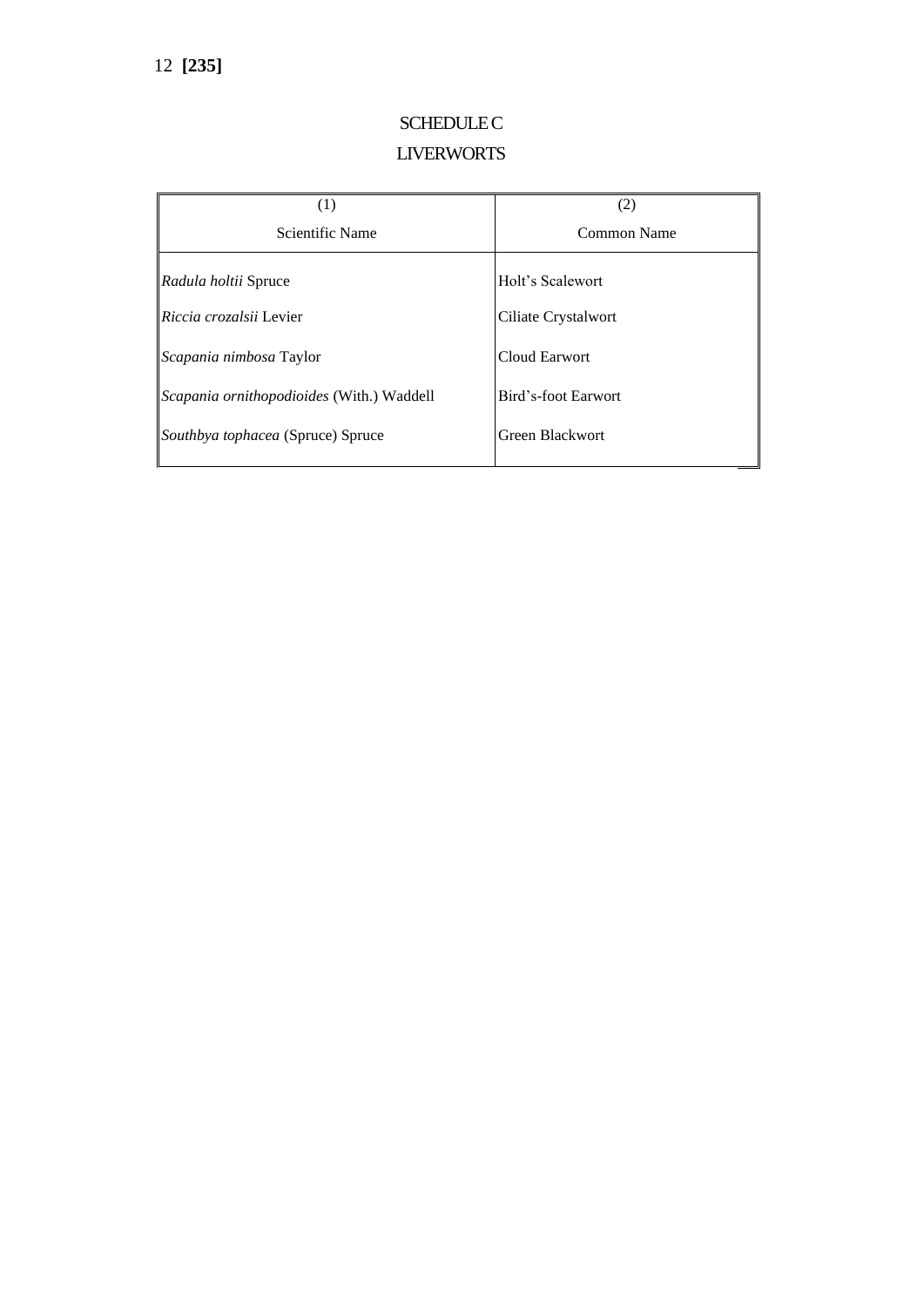## SCHEDULE C

## LIVERWORTS

| (1)<br>Scientific Name | (2)<br>Common Name |
|---|---|
| *Radula holtii* Spruce | Holt's Scalewort |
| *Riccia crozalsii* Levier | Ciliate Crystalwort |
| *Scapania nimbosa* Taylor | Cloud Earwort |
| *Scapania ornithopodioides* (With.) Waddell | Bird's-foot Earwort |
| *Southbya tophacea* (Spruce) Spruce | Green Blackwort |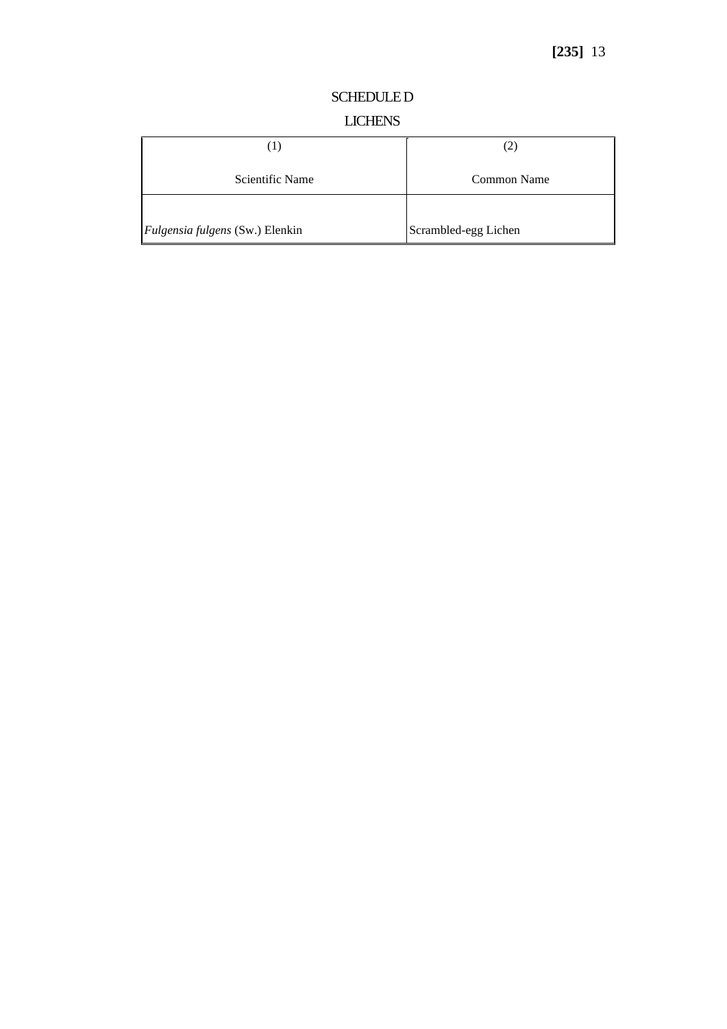## SCHEDULE D

## LICHENS

| (1)<br><br>Scientific Name | (2)<br><br>Common Name |
|---|---|
| *Fulgensia fulgens* (Sw.) Elenkin | Scrambled-egg Lichen |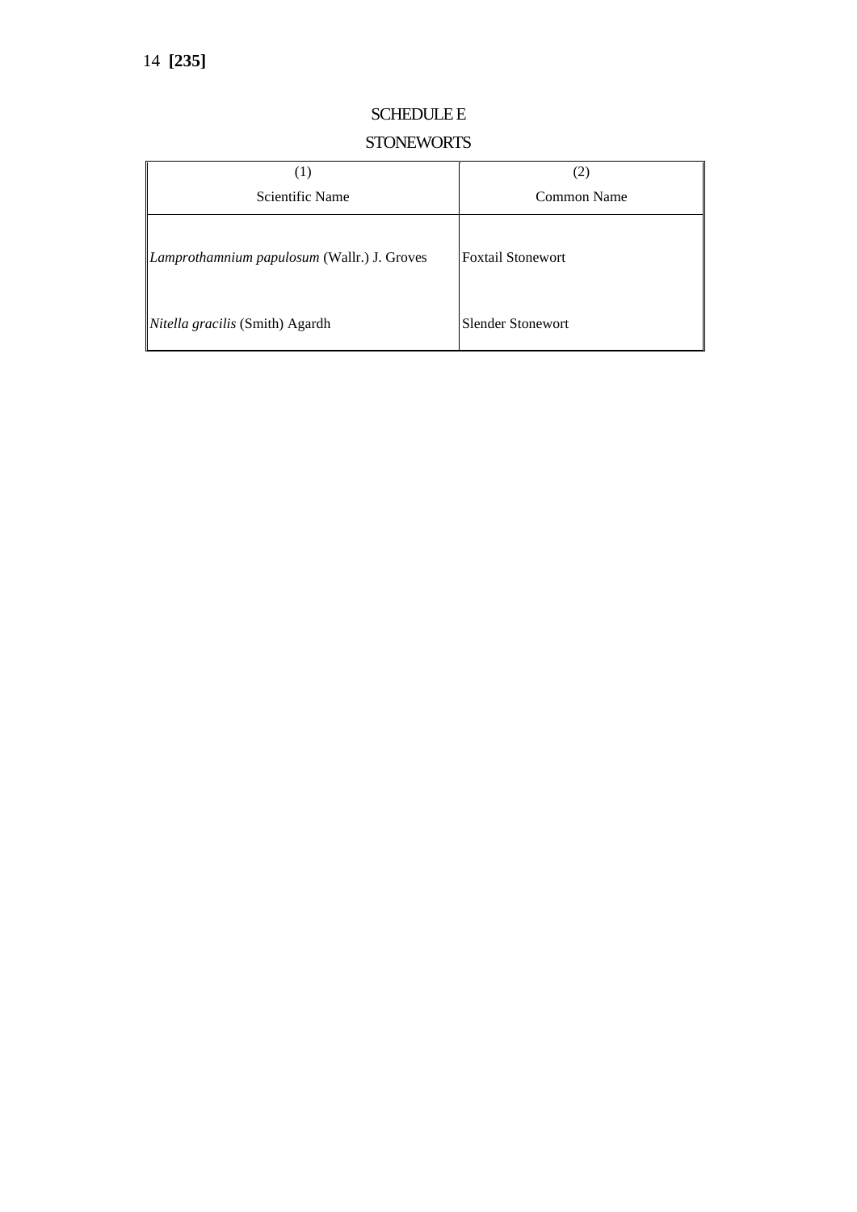## SCHEDULE E

## STONEWORTS

| (1)<br>Scientific Name | (2)<br>Common Name |
|---|---|
| *Lamprothamnium papulosum* (Wallr.) J. Groves | Foxtail Stonewort |
| *Nitella gracilis* (Smith) Agardh | Slender Stonewort |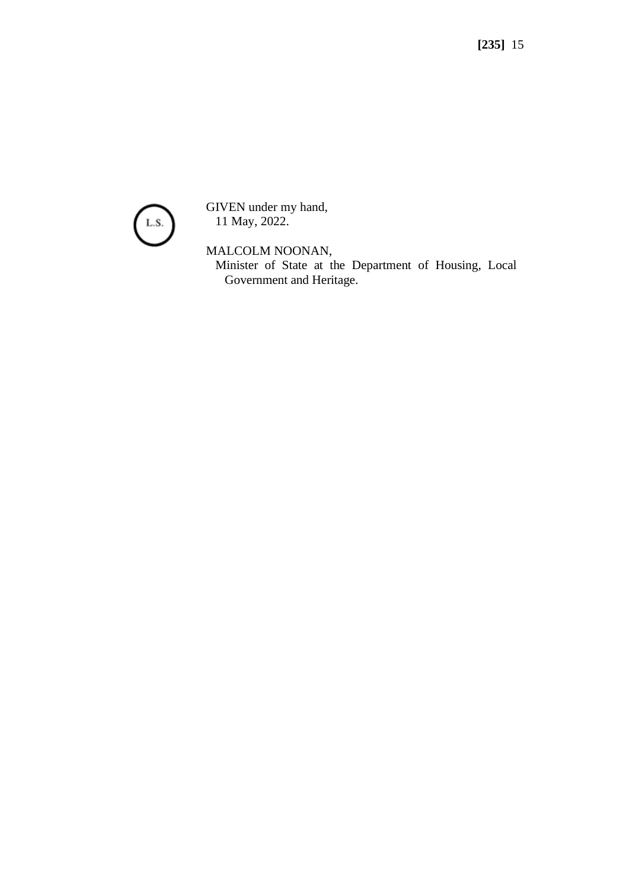L.S.

GIVEN under my hand,
11 May, 2022.

MALCOLM NOONAN,
Minister of State at the Department of Housing, Local Government and Heritage.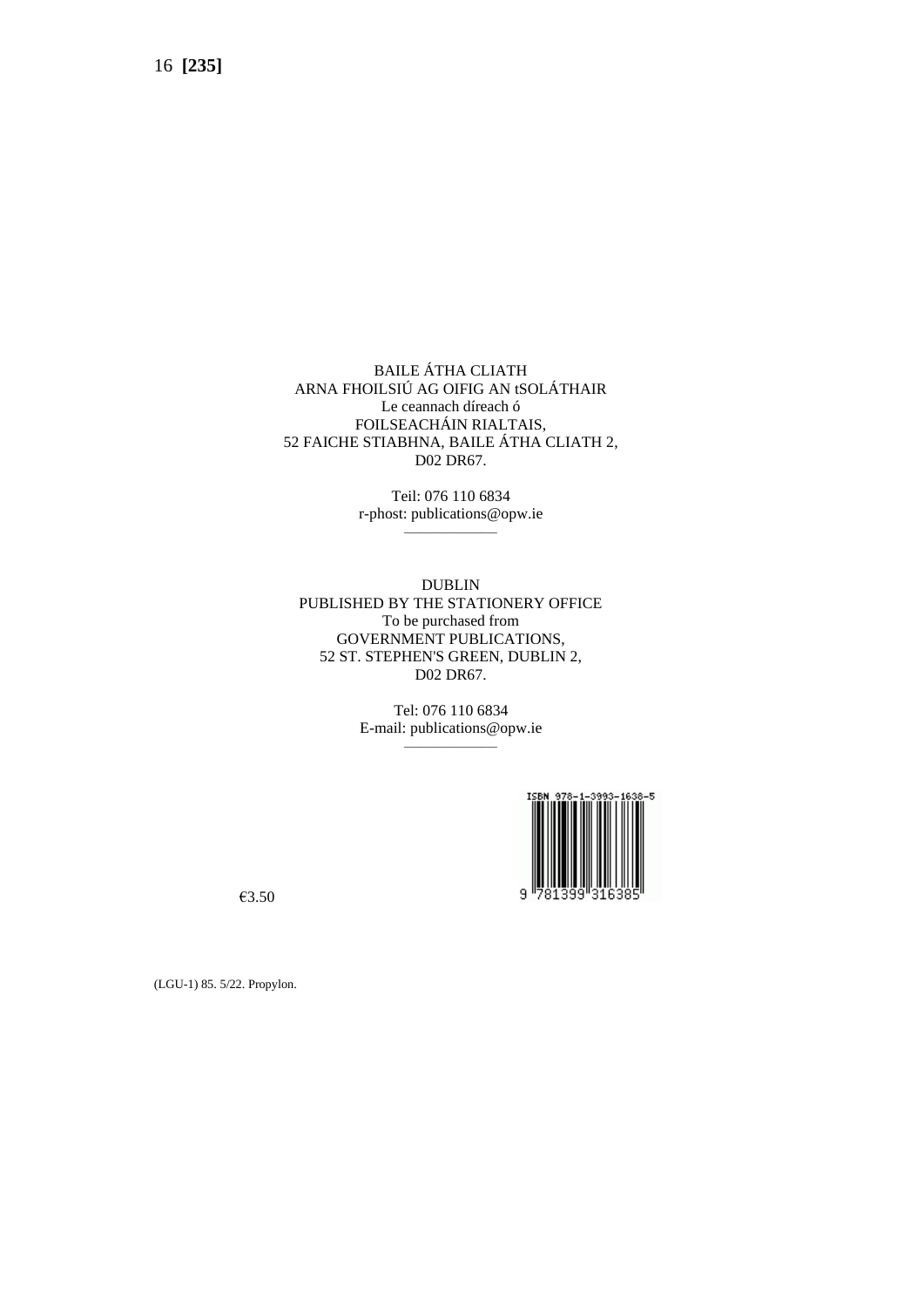BAILE ÁTHA CLIATH
ARNA FHOILSIÚ AG OIFIG AN tSOLÁTHAIR
Le ceannach díreach ó
FOILSEACHÁIN RIALTAIS,
52 FAICHE STIABHNA, BAILE ÁTHA CLIATH 2,
D02 DR67.

Teil: 076 110 6834
r-phost: publications@opw.ie

---

DUBLIN
PUBLISHED BY THE STATIONERY OFFICE
To be purchased from
GOVERNMENT PUBLICATIONS,
52 ST. STEPHEN'S GREEN, DUBLIN 2,
D02 DR67.

Tel: 076 110 6834
E-mail: publications@opw.ie

---

ISBN 978-1-3993-1638-5

9 781399 316385

€3.50

(LGU-1) 85. 5/22. Propylon.